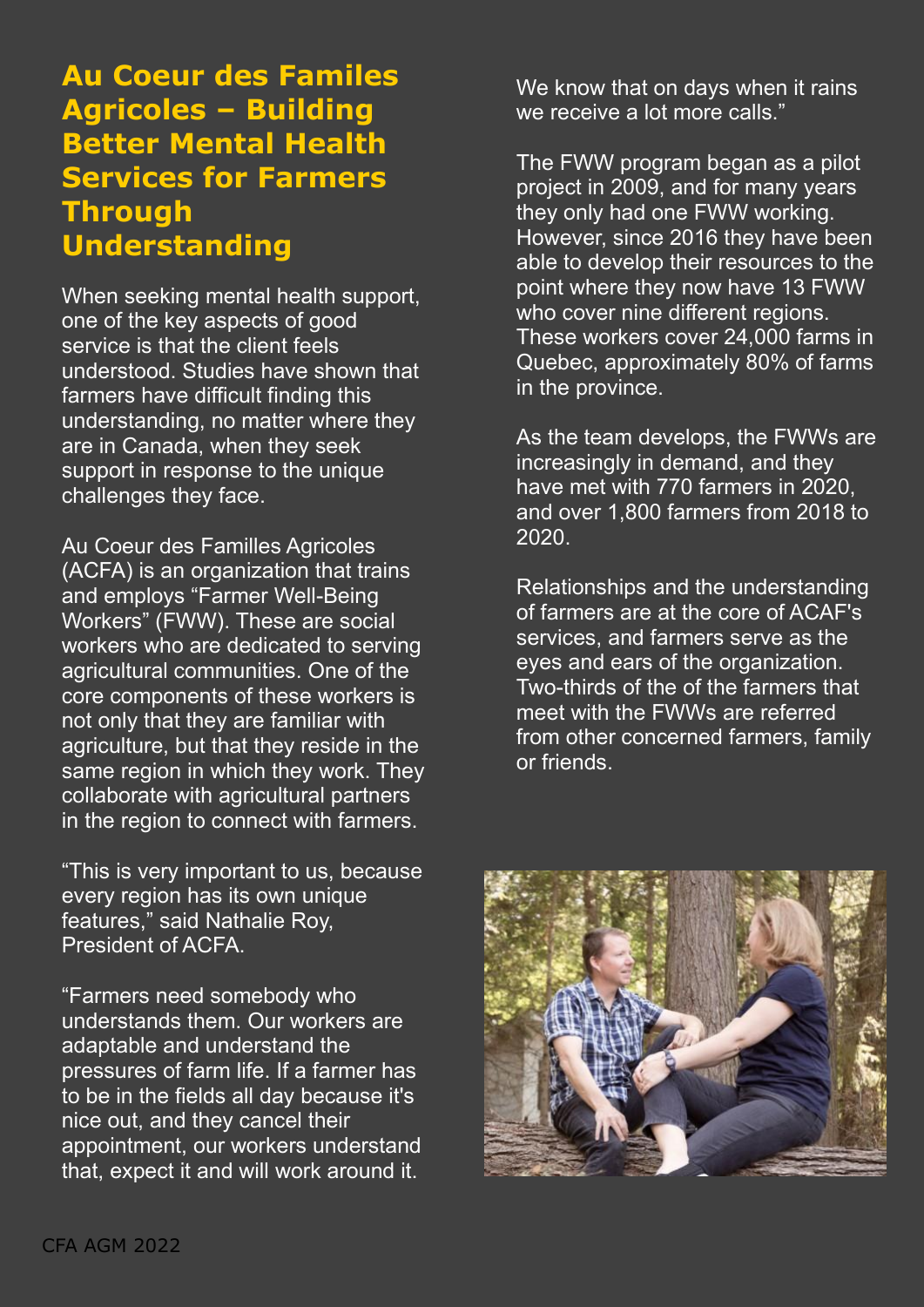# Au Coeur des Familes Agricoles – Building Better Mental Health Services for Farmers Through Understanding

When seeking mental health support, one of the key aspects of good service is that the client feels understood. Studies have shown that farmers have difficult finding this understanding, no matter where they are in Canada, when they seek support in response to the unique challenges they face.

Au Coeur des Familles Agricoles (ACFA) is an organization that trains and employs "Farmer Well-Being Workers" (FWW). These are social workers who are dedicated to serving agricultural communities. One of the core components of these workers is not only that they are familiar with agriculture, but that they reside in the same region in which they work. They collaborate with agricultural partners in the region to connect with farmers.

"This is very important to us, because every region has its own unique features," said Nathalie Roy, President of ACFA.

"Farmers need somebody who understands them. Our workers are adaptable and understand the pressures of farm life. If a farmer has to be in the fields all day because it's nice out, and they cancel their appointment, our workers understand that, expect it and will work around it. We know that on days when it rains we receive a lot more calls."

The FWW program began as a pilot project in 2009, and for many years they only had one FWW working. However, since 2016 they have been able to develop their resources to the point where they now have 13 FWW who cover nine different regions. These workers cover 24,000 farms in Quebec, approximately 80% of farms in the province.

As the team develops, the FWWs are increasingly in demand, and they have met with 770 farmers in 2020, and over 1,800 farmers from 2018 to 2020.

Relationships and the understanding of farmers are at the core of ACAF's services, and farmers serve as the eyes and ears of the organization. Two-thirds of the of the farmers that meet with the FWWs are referred from other concerned farmers, family or friends.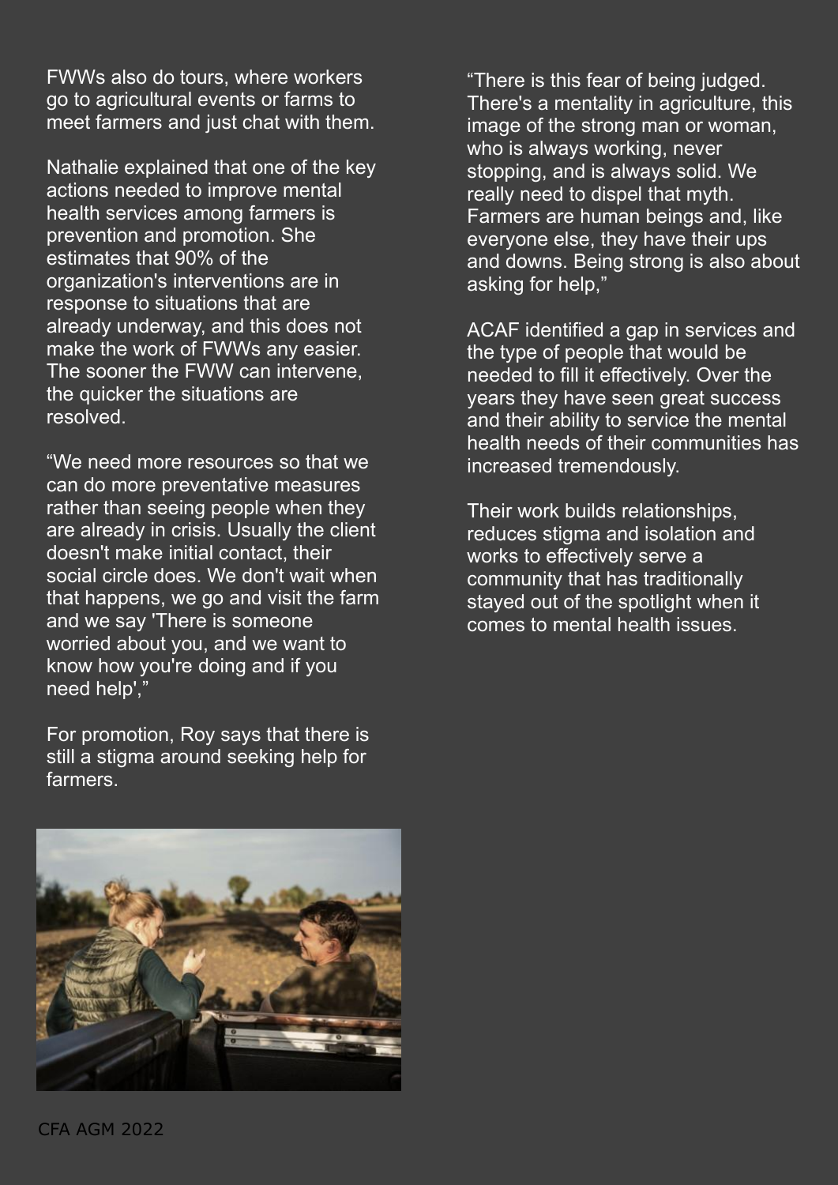FWWs also do tours, where workers go to agricultural events or farms to meet farmers and just chat with them.

Nathalie explained that one of the key actions needed to improve mental health services among farmers is prevention and promotion. She estimates that 90% of the organization's interventions are in response to situations that are already underway, and this does not make the work of FWWs any easier. The sooner the FWW can intervene, the quicker the situations are resolved.

“We need more resources so that we can do more preventative measures rather than seeing people when they are already in crisis. Usually the client doesn't make initial contact, their social circle does. We don't wait when that happens, we go and visit the farm and we say 'There is someone worried about you, and we want to know how you're doing and if you need help',”

For promotion, Roy says that there is still a stigma around seeking help for farmers.

“There is this fear of being judged. There's a mentality in agriculture, this image of the strong man or woman, who is always working, never stopping, and is always solid. We really need to dispel that myth. Farmers are human beings and, like everyone else, they have their ups and downs. Being strong is also about asking for help,”

ACAF identified a gap in services and the type of people that would be needed to fill it effectively. Over the years they have seen great success and their ability to service the mental health needs of their communities has increased tremendously.

Their work builds relationships, reduces stigma and isolation and works to effectively serve a community that has traditionally stayed out of the spotlight when it comes to mental health issues.